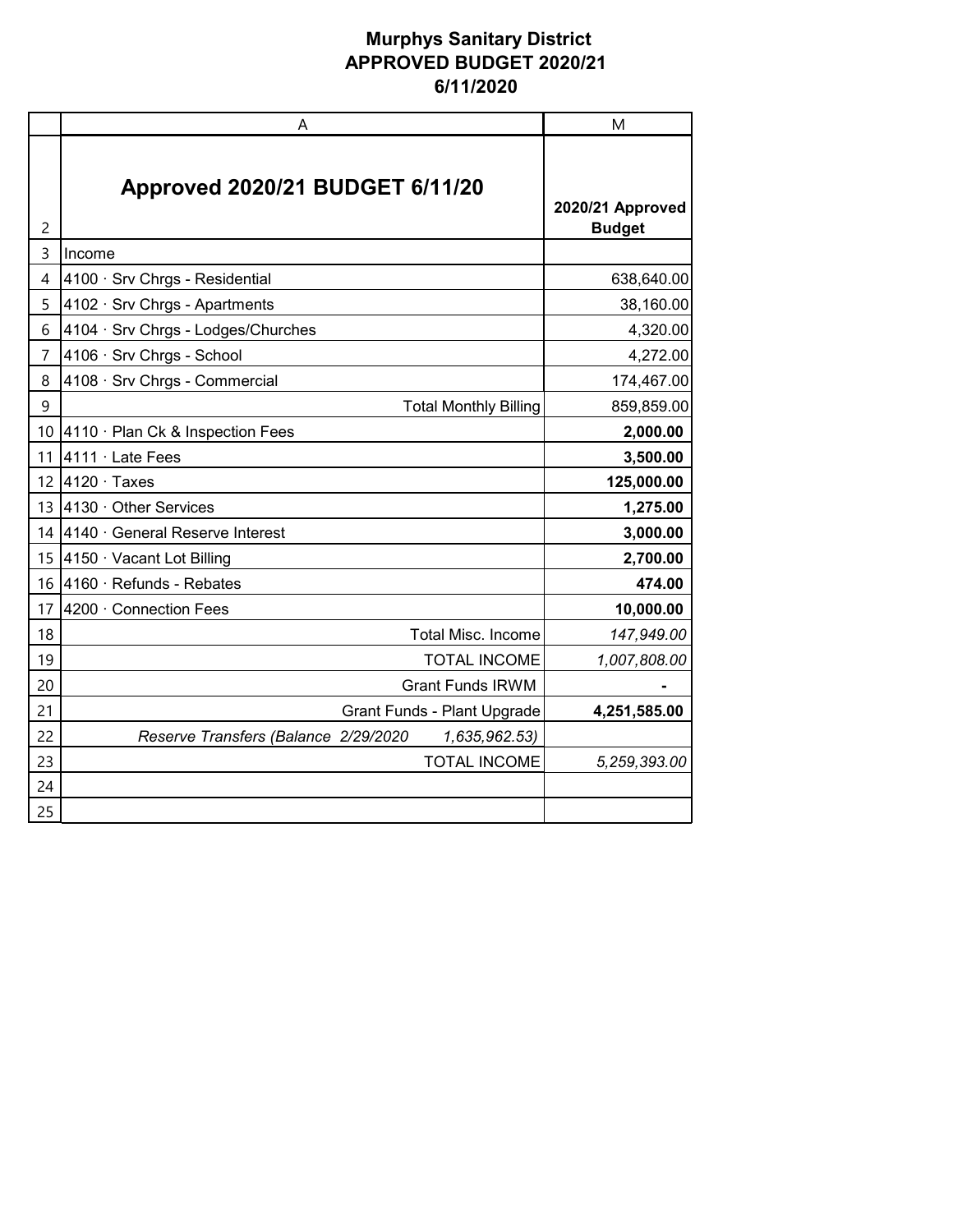# Murphys Sanitary District
## APPROVED BUDGET 2020/21
## 6/11/2020

| | A | M |
|---|---|---|
| 2 | **Approved 2020/21 BUDGET 6/11/20** | **2020/21 Approved Budget** |
| 3 | Income | |
| 4 | 4100 · Srv Chrgs - Residential | 638,640.00 |
| 5 | 4102 · Srv Chrgs - Apartments | 38,160.00 |
| 6 | 4104 · Srv Chrgs - Lodges/Churches | 4,320.00 |
| 7 | 4106 · Srv Chrgs - School | 4,272.00 |
| 8 | 4108 · Srv Chrgs - Commercial | 174,467.00 |
| 9 | Total Monthly Billing | 859,859.00 |
| 10 | 4110 · Plan Ck & Inspection Fees | **2,000.00** |
| 11 | 4111 · Late Fees | **3,500.00** |
| 12 | 4120 · Taxes | **125,000.00** |
| 13 | 4130 · Other Services | **1,275.00** |
| 14 | 4140 · General Reserve Interest | **3,000.00** |
| 15 | 4150 · Vacant Lot Billing | **2,700.00** |
| 16 | 4160 · Refunds - Rebates | **474.00** |
| 17 | 4200 · Connection Fees | **10,000.00** |
| 18 | Total Misc. Income | *147,949.00* |
| 19 | TOTAL INCOME | *1,007,808.00* |
| 20 | Grant Funds IRWM | **-** |
| 21 | Grant Funds - Plant Upgrade | **4,251,585.00** |
| 22 | *Reserve Transfers (Balance 2/29/2020 1,635,962.53)* | |
| 23 | TOTAL INCOME | *5,259,393.00* |
| 24 | | |
| 25 | | |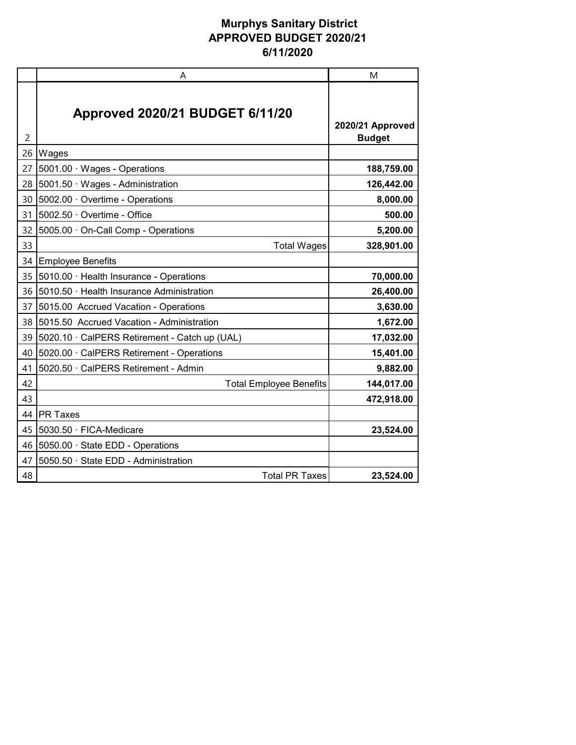# Murphys Sanitary District
## APPROVED BUDGET 2020/21
## 6/11/2020

| | A | M |
|---|---|---|
| 2 | **Approved 2020/21 BUDGET 6/11/20** | **2020/21 Approved Budget** |
| 26 | Wages | |
| 27 | 5001.00 · Wages - Operations | **188,759.00** |
| 28 | 5001.50 · Wages - Administration | **126,442.00** |
| 30 | 5002.00 · Overtime - Operations | **8,000.00** |
| 31 | 5002.50 · Overtime - Office | **500.00** |
| 32 | 5005.00 · On-Call Comp - Operations | **5,200.00** |
| 33 | Total Wages | **328,901.00** |
| 34 | Employee Benefits | |
| 35 | 5010.00 · Health Insurance - Operations | **70,000.00** |
| 36 | 5010.50 · Health Insurance Administration | **26,400.00** |
| 37 | 5015.00 Accrued Vacation - Operations | **3,630.00** |
| 38 | 5015.50 Accrued Vacation - Administration | **1,672.00** |
| 39 | 5020.10 · CalPERS Retirement - Catch up (UAL) | **17,032.00** |
| 40 | 5020.00 · CalPERS Retirement - Operations | **15,401.00** |
| 41 | 5020.50 · CalPERS Retirement - Admin | **9,882.00** |
| 42 | Total Employee Benefits | **144,017.00** |
| 43 | | **472,918.00** |
| 44 | PR Taxes | |
| 45 | 5030.50 · FICA-Medicare | **23,524.00** |
| 46 | 5050.00 · State EDD - Operations | |
| 47 | 5050.50 · State EDD - Administration | |
| 48 | Total PR Taxes | **23,524.00** |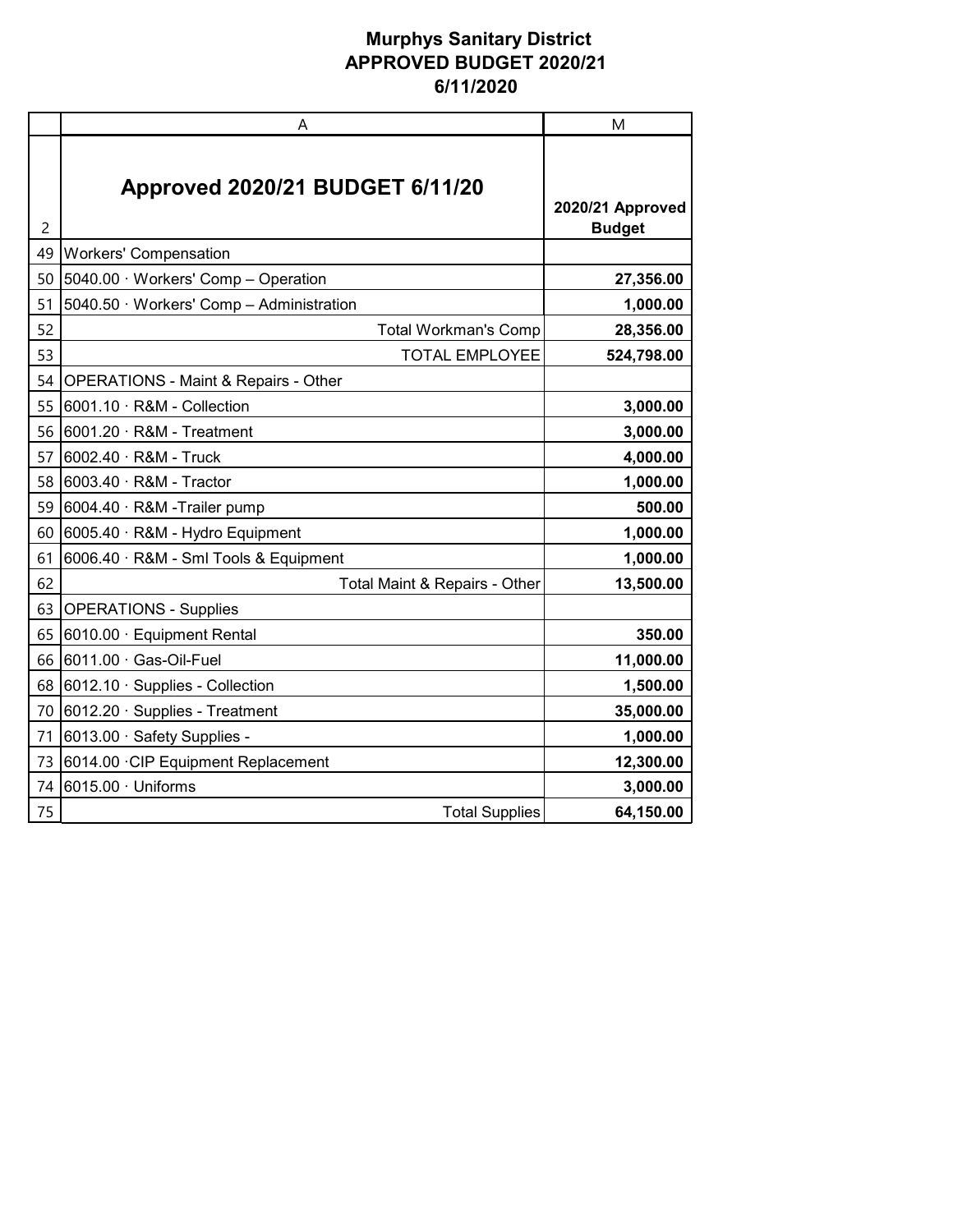# Murphys Sanitary District
## APPROVED BUDGET 2020/21
## 6/11/2020

| | A | M |
|---|---|---|
| 2 | **Approved 2020/21 BUDGET 6/11/20** | **2020/21 Approved Budget** |
| 49 | Workers' Compensation | |
| 50 | 5040.00 · Workers' Comp – Operation | **27,356.00** |
| 51 | 5040.50 · Workers' Comp – Administration | **1,000.00** |
| 52 | Total Workman's Comp | **28,356.00** |
| 53 | TOTAL EMPLOYEE | **524,798.00** |
| 54 | OPERATIONS - Maint & Repairs - Other | |
| 55 | 6001.10 · R&M - Collection | **3,000.00** |
| 56 | 6001.20 · R&M - Treatment | **3,000.00** |
| 57 | 6002.40 · R&M - Truck | **4,000.00** |
| 58 | 6003.40 · R&M - Tractor | **1,000.00** |
| 59 | 6004.40 · R&M -Trailer pump | **500.00** |
| 60 | 6005.40 · R&M - Hydro Equipment | **1,000.00** |
| 61 | 6006.40 · R&M - Sml Tools & Equipment | **1,000.00** |
| 62 | Total Maint & Repairs - Other | **13,500.00** |
| 63 | OPERATIONS - Supplies | |
| 65 | 6010.00 · Equipment Rental | **350.00** |
| 66 | 6011.00 · Gas-Oil-Fuel | **11,000.00** |
| 68 | 6012.10 · Supplies - Collection | **1,500.00** |
| 70 | 6012.20 · Supplies - Treatment | **35,000.00** |
| 71 | 6013.00 · Safety Supplies - | **1,000.00** |
| 73 | 6014.00 ·CIP Equipment Replacement | **12,300.00** |
| 74 | 6015.00 · Uniforms | **3,000.00** |
| 75 | Total Supplies | **64,150.00** |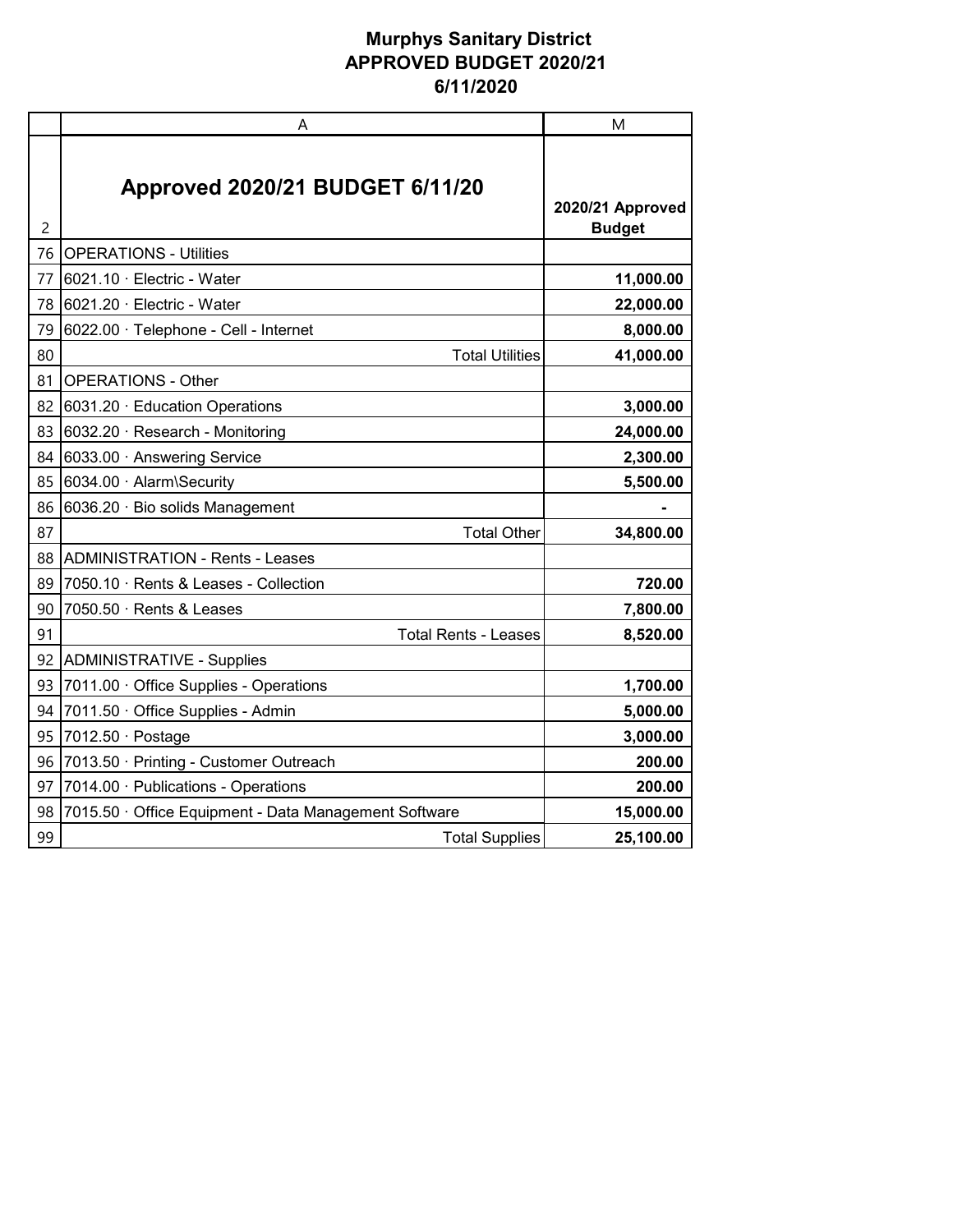**Murphys Sanitary District**
**APPROVED BUDGET 2020/21**
**6/11/2020**

| | A | M |
|---|---|---|
| 2 | **Approved 2020/21 BUDGET 6/11/20** | **2020/21 Approved Budget** |
| 76 | OPERATIONS - Utilities | |
| 77 | 6021.10 · Electric - Water | **11,000.00** |
| 78 | 6021.20 · Electric - Water | **22,000.00** |
| 79 | 6022.00 · Telephone - Cell - Internet | **8,000.00** |
| 80 | Total Utilities | **41,000.00** |
| 81 | OPERATIONS - Other | |
| 82 | 6031.20 · Education Operations | **3,000.00** |
| 83 | 6032.20 · Research - Monitoring | **24,000.00** |
| 84 | 6033.00 · Answering Service | **2,300.00** |
| 85 | 6034.00 · Alarm\Security | **5,500.00** |
| 86 | 6036.20 · Bio solids Management | **-** |
| 87 | Total Other | **34,800.00** |
| 88 | ADMINISTRATION - Rents - Leases | |
| 89 | 7050.10 · Rents & Leases - Collection | **720.00** |
| 90 | 7050.50 · Rents & Leases | **7,800.00** |
| 91 | Total Rents - Leases | **8,520.00** |
| 92 | ADMINISTRATIVE - Supplies | |
| 93 | 7011.00 · Office Supplies - Operations | **1,700.00** |
| 94 | 7011.50 · Office Supplies - Admin | **5,000.00** |
| 95 | 7012.50 · Postage | **3,000.00** |
| 96 | 7013.50 · Printing - Customer Outreach | **200.00** |
| 97 | 7014.00 · Publications - Operations | **200.00** |
| 98 | 7015.50 · Office Equipment - Data Management Software | **15,000.00** |
| 99 | Total Supplies | **25,100.00** |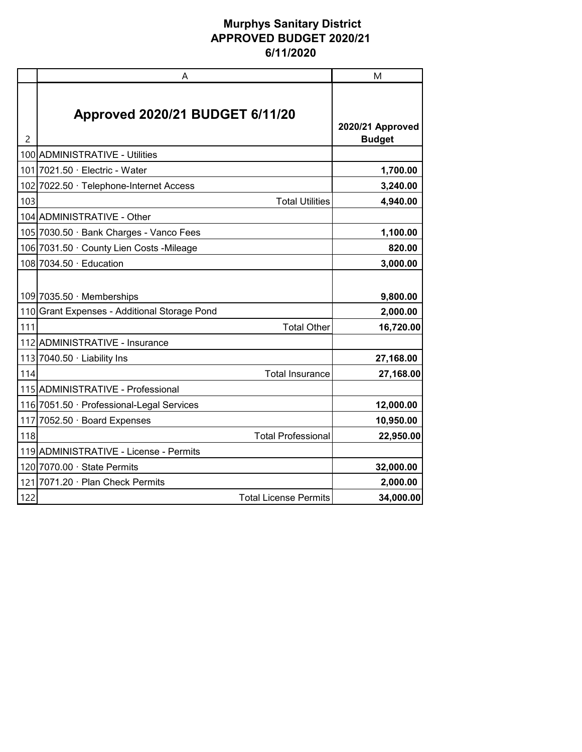# Murphys Sanitary District
## APPROVED BUDGET 2020/21
## 6/11/2020

| | A | M |
|---|---|---|
| 2 | **Approved 2020/21 BUDGET 6/11/20** | **2020/21 Approved Budget** |
| 100 | ADMINISTRATIVE - Utilities | |
| 101 | 7021.50 · Electric - Water | **1,700.00** |
| 102 | 7022.50 · Telephone-Internet Access | **3,240.00** |
| 103 | Total Utilities | **4,940.00** |
| 104 | ADMINISTRATIVE - Other | |
| 105 | 7030.50 · Bank Charges - Vanco Fees | **1,100.00** |
| 106 | 7031.50 · County Lien Costs -Mileage | **820.00** |
| 108 | 7034.50 · Education | **3,000.00** |
| 109 | 7035.50 · Memberships | **9,800.00** |
| 110 | Grant Expenses - Additional Storage Pond | **2,000.00** |
| 111 | Total Other | **16,720.00** |
| 112 | ADMINISTRATIVE - Insurance | |
| 113 | 7040.50 · Liability Ins | **27,168.00** |
| 114 | Total Insurance | **27,168.00** |
| 115 | ADMINISTRATIVE - Professional | |
| 116 | 7051.50 · Professional-Legal Services | **12,000.00** |
| 117 | 7052.50 · Board Expenses | **10,950.00** |
| 118 | Total Professional | **22,950.00** |
| 119 | ADMINISTRATIVE - License - Permits | |
| 120 | 7070.00 · State Permits | **32,000.00** |
| 121 | 7071.20 · Plan Check Permits | **2,000.00** |
| 122 | Total License Permits | **34,000.00** |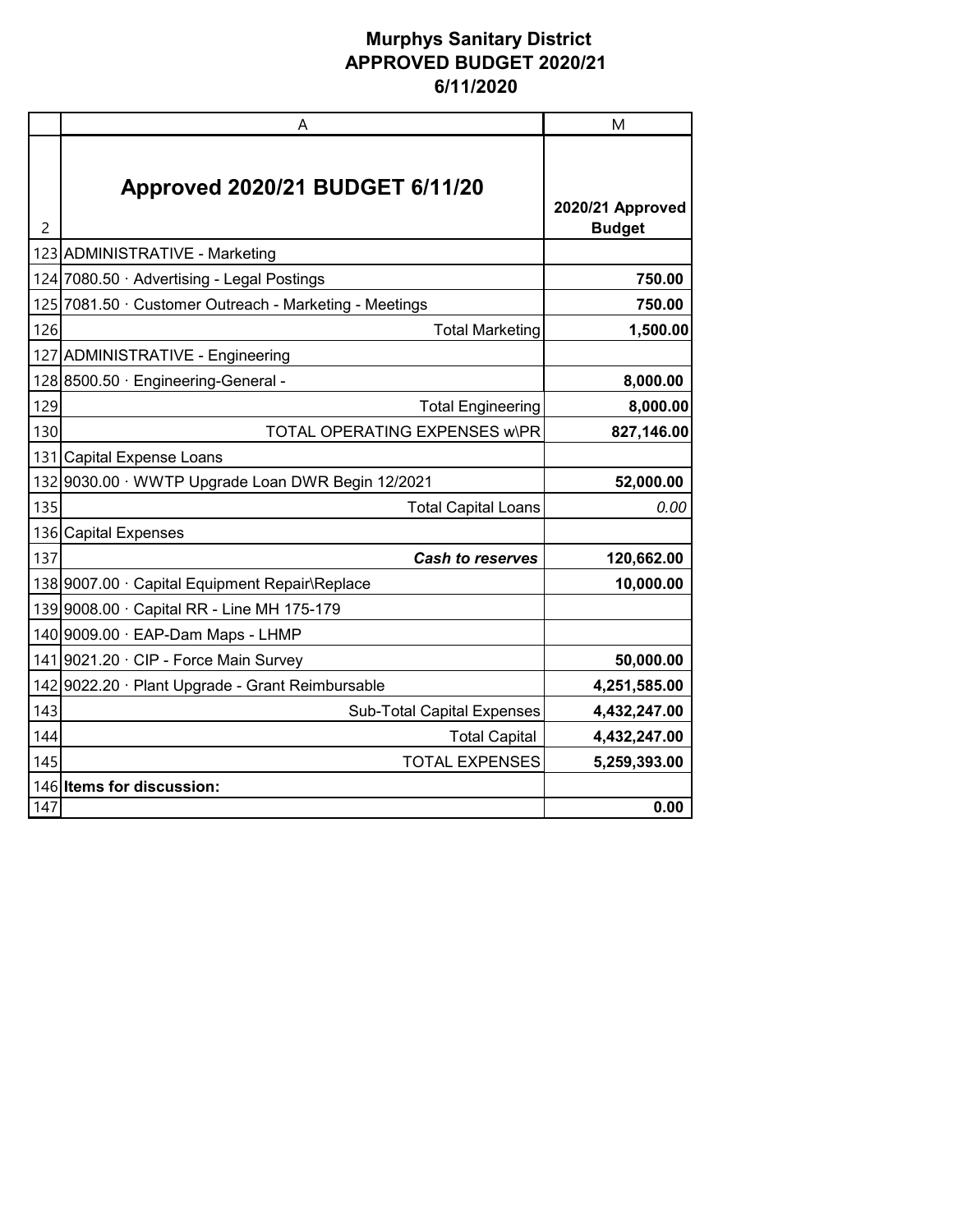# Murphys Sanitary District
## APPROVED BUDGET 2020/21
## 6/11/2020

| | A | M |
|---|---|---|
| 2 | **Approved 2020/21 BUDGET 6/11/20** | **2020/21 Approved Budget** |
| 123 | ADMINISTRATIVE - Marketing | |
| 124 | 7080.50 · Advertising - Legal Postings | **750.00** |
| 125 | 7081.50 · Customer Outreach - Marketing - Meetings | **750.00** |
| 126 | Total Marketing | **1,500.00** |
| 127 | ADMINISTRATIVE - Engineering | |
| 128 | 8500.50 · Engineering-General - | **8,000.00** |
| 129 | Total Engineering | **8,000.00** |
| 130 | TOTAL OPERATING EXPENSES w\PR | **827,146.00** |
| 131 | Capital Expense Loans | |
| 132 | 9030.00 · WWTP Upgrade Loan DWR Begin 12/2021 | **52,000.00** |
| 135 | Total Capital Loans | *0.00* |
| 136 | Capital Expenses | |
| 137 | ***Cash to reserves*** | **120,662.00** |
| 138 | 9007.00 · Capital Equipment Repair\Replace | **10,000.00** |
| 139 | 9008.00 · Capital RR - Line MH 175-179 | |
| 140 | 9009.00 · EAP-Dam Maps - LHMP | |
| 141 | 9021.20 · CIP - Force Main Survey | **50,000.00** |
| 142 | 9022.20 · Plant Upgrade - Grant Reimbursable | **4,251,585.00** |
| 143 | Sub-Total Capital Expenses | **4,432,247.00** |
| 144 | Total Capital | **4,432,247.00** |
| 145 | TOTAL EXPENSES | **5,259,393.00** |
| 146 | **Items for discussion:** | |
| 147 | | **0.00** |